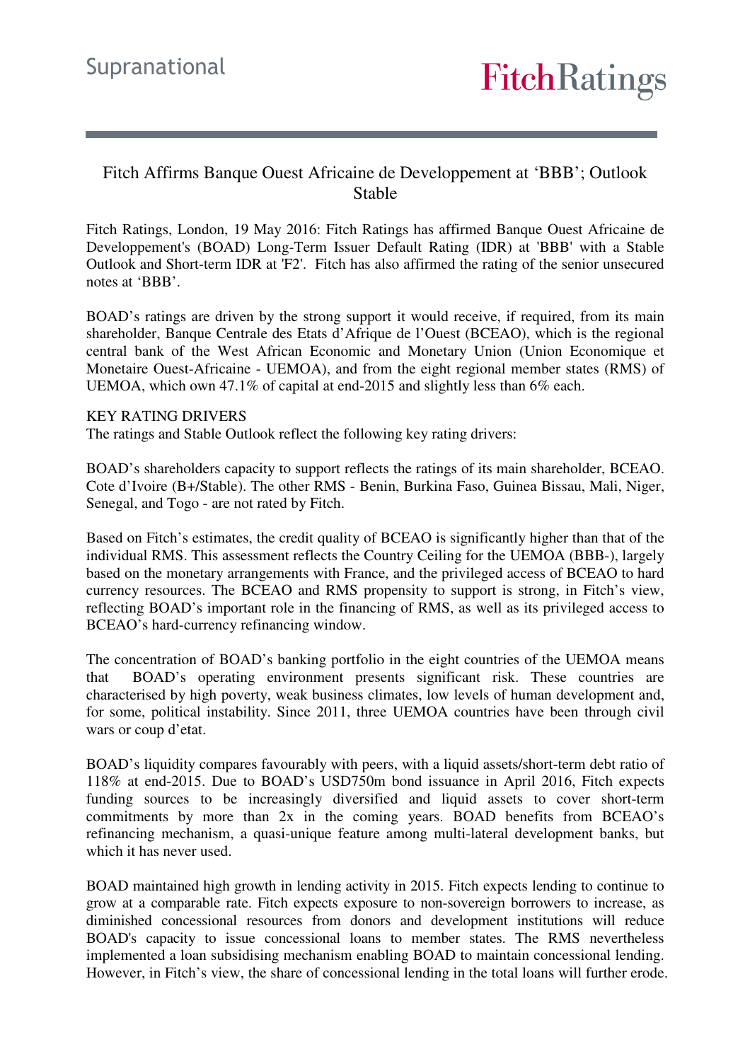# Fitch Affirms Banque Ouest Africaine de Developpement at 'BBB'; Outlook Stable

Fitch Ratings, London, 19 May 2016: Fitch Ratings has affirmed Banque Ouest Africaine de Developpement's (BOAD) Long-Term Issuer Default Rating (IDR) at 'BBB' with a Stable Outlook and Short-term IDR at 'F2'. Fitch has also affirmed the rating of the senior unsecured notes at 'BBB'.

BOAD's ratings are driven by the strong support it would receive, if required, from its main shareholder, Banque Centrale des Etats d'Afrique de l'Ouest (BCEAO), which is the regional central bank of the West African Economic and Monetary Union (Union Economique et Monetaire Ouest-Africaine - UEMOA), and from the eight regional member states (RMS) of UEMOA, which own 47.1% of capital at end-2015 and slightly less than 6% each.

## KEY RATING DRIVERS

The ratings and Stable Outlook reflect the following key rating drivers:

BOAD's shareholders capacity to support reflects the ratings of its main shareholder, BCEAO. Cote d'Ivoire (B+/Stable). The other RMS - Benin, Burkina Faso, Guinea Bissau, Mali, Niger, Senegal, and Togo - are not rated by Fitch.

Based on Fitch's estimates, the credit quality of BCEAO is significantly higher than that of the individual RMS. This assessment reflects the Country Ceiling for the UEMOA (BBB-), largely based on the monetary arrangements with France, and the privileged access of BCEAO to hard currency resources. The BCEAO and RMS propensity to support is strong, in Fitch's view, reflecting BOAD's important role in the financing of RMS, as well as its privileged access to BCEAO's hard-currency refinancing window.

The concentration of BOAD's banking portfolio in the eight countries of the UEMOA means that BOAD's operating environment presents significant risk. These countries are characterised by high poverty, weak business climates, low levels of human development and, for some, political instability. Since 2011, three UEMOA countries have been through civil wars or coup d'etat.

BOAD's liquidity compares favourably with peers, with a liquid assets/short-term debt ratio of 118% at end-2015. Due to BOAD's USD750m bond issuance in April 2016, Fitch expects funding sources to be increasingly diversified and liquid assets to cover short-term commitments by more than 2x in the coming years. BOAD benefits from BCEAO's refinancing mechanism, a quasi-unique feature among multi-lateral development banks, but which it has never used.

BOAD maintained high growth in lending activity in 2015. Fitch expects lending to continue to grow at a comparable rate. Fitch expects exposure to non-sovereign borrowers to increase, as diminished concessional resources from donors and development institutions will reduce BOAD's capacity to issue concessional loans to member states. The RMS nevertheless implemented a loan subsidising mechanism enabling BOAD to maintain concessional lending. However, in Fitch's view, the share of concessional lending in the total loans will further erode.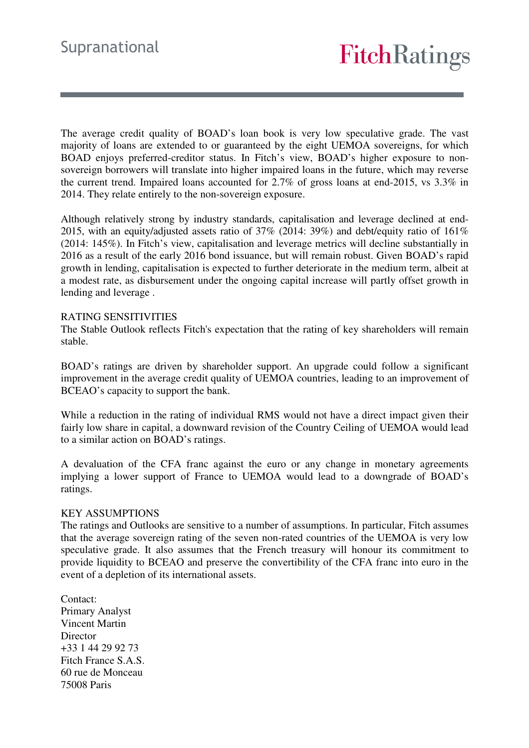The average credit quality of BOAD's loan book is very low speculative grade. The vast majority of loans are extended to or guaranteed by the eight UEMOA sovereigns, for which BOAD enjoys preferred-creditor status. In Fitch's view, BOAD's higher exposure to non-sovereign borrowers will translate into higher impaired loans in the future, which may reverse the current trend. Impaired loans accounted for 2.7% of gross loans at end-2015, vs 3.3% in 2014. They relate entirely to the non-sovereign exposure.

Although relatively strong by industry standards, capitalisation and leverage declined at end-2015, with an equity/adjusted assets ratio of 37% (2014: 39%) and debt/equity ratio of 161% (2014: 145%). In Fitch's view, capitalisation and leverage metrics will decline substantially in 2016 as a result of the early 2016 bond issuance, but will remain robust. Given BOAD's rapid growth in lending, capitalisation is expected to further deteriorate in the medium term, albeit at a modest rate, as disbursement under the ongoing capital increase will partly offset growth in lending and leverage .

RATING SENSITIVITIES

The Stable Outlook reflects Fitch's expectation that the rating of key shareholders will remain stable.

BOAD's ratings are driven by shareholder support. An upgrade could follow a significant improvement in the average credit quality of UEMOA countries, leading to an improvement of BCEAO's capacity to support the bank.

While a reduction in the rating of individual RMS would not have a direct impact given their fairly low share in capital, a downward revision of the Country Ceiling of UEMOA would lead to a similar action on BOAD's ratings.

A devaluation of the CFA franc against the euro or any change in monetary agreements implying a lower support of France to UEMOA would lead to a downgrade of BOAD's ratings.

KEY ASSUMPTIONS

The ratings and Outlooks are sensitive to a number of assumptions. In particular, Fitch assumes that the average sovereign rating of the seven non-rated countries of the UEMOA is very low speculative grade. It also assumes that the French treasury will honour its commitment to provide liquidity to BCEAO and preserve the convertibility of the CFA franc into euro in the event of a depletion of its international assets.

Contact:  
Primary Analyst  
Vincent Martin  
Director  
+33 1 44 29 92 73  
Fitch France S.A.S.  
60 rue de Monceau  
75008 Paris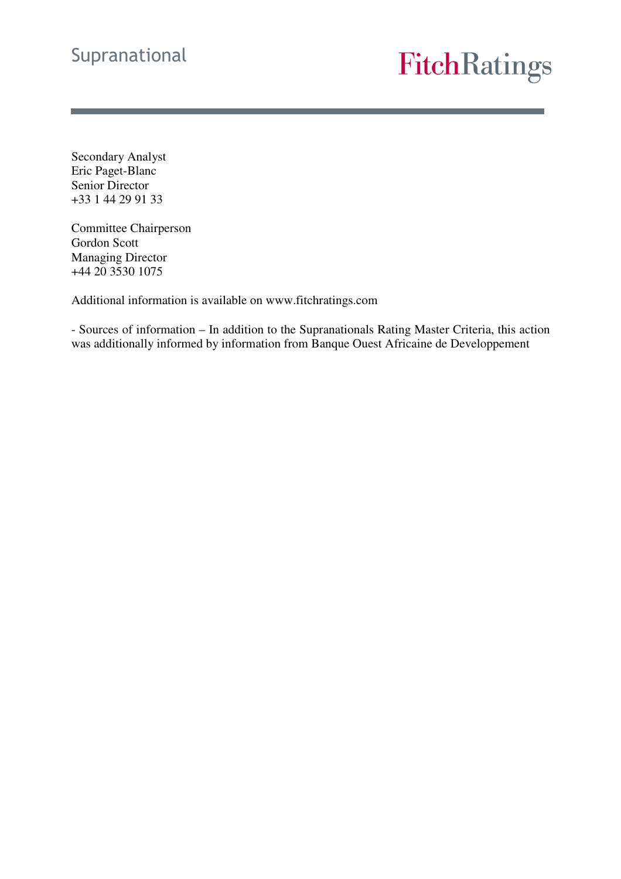Secondary Analyst
Eric Paget-Blanc
Senior Director
+33 1 44 29 91 33

Committee Chairperson
Gordon Scott
Managing Director
+44 20 3530 1075

Additional information is available on www.fitchratings.com

- Sources of information – In addition to the Supranationals Rating Master Criteria, this action was additionally informed by information from Banque Ouest Africaine de Developpement